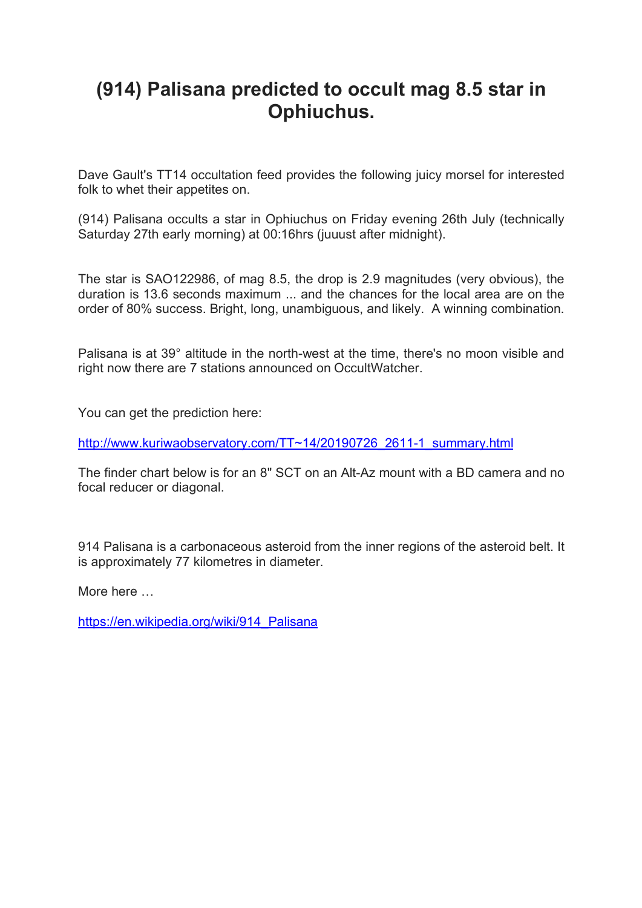# (914) Palisana predicted to occult mag 8.5 star in Ophiuchus.

Dave Gault's TT14 occultation feed provides the following juicy morsel for interested folk to whet their appetites on.

(914) Palisana occults a star in Ophiuchus on Friday evening 26th July (technically Saturday 27th early morning) at 00:16hrs (juuust after midnight).

The star is SAO122986, of mag 8.5, the drop is 2.9 magnitudes (very obvious), the duration is 13.6 seconds maximum ... and the chances for the local area are on the order of 80% success. Bright, long, unambiguous, and likely. A winning combination.

Palisana is at 39° altitude in the north-west at the time, there's no moon visible and right now there are 7 stations announced on OccultWatcher.

You can get the prediction here:

[http://www.kuriwaobservatory.com/TT~14/20190726_2611-1_summary.html](http://www.kuriwaobservatory.com/TT~14/20190726_2611-1_summary.html)

The finder chart below is for an 8" SCT on an Alt-Az mount with a BD camera and no focal reducer or diagonal.

914 Palisana is a carbonaceous asteroid from the inner regions of the asteroid belt. It is approximately 77 kilometres in diameter.

More here …

[https://en.wikipedia.org/wiki/914_Palisana](https://en.wikipedia.org/wiki/914_Palisana)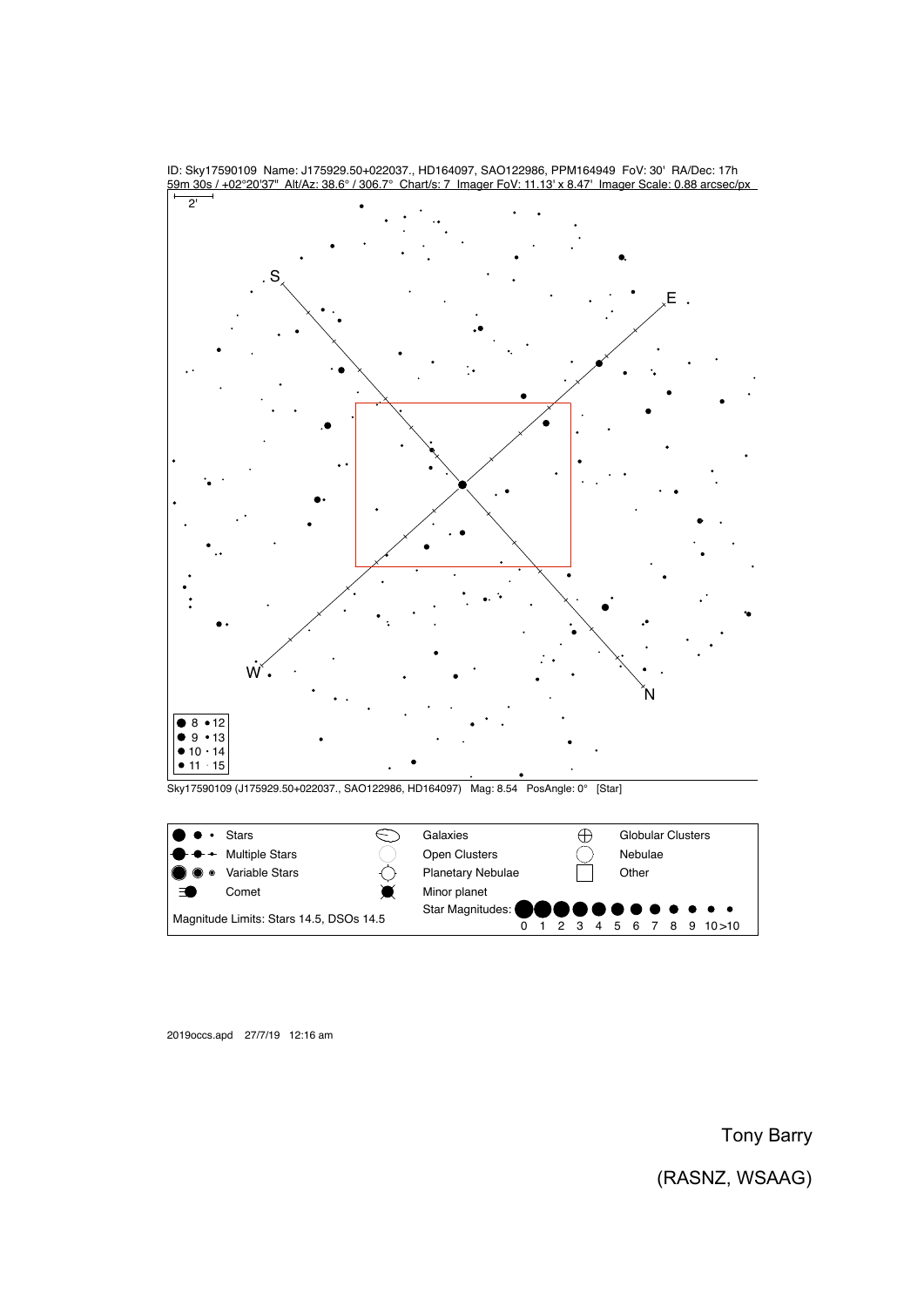ID: Sky17590109 Name: J175929.50+022037., HD164097, SAO122986, PPM164949 FoV: 30' RA/Dec: 17h 59m 30s / +02°20'37" Alt/Az: 38.6° / 306.7° Chart/s: 7 Imager FoV: 11.13' x 8.47' Imager Scale: 0.88 arcsec/px

2'

S

E

W

N

8 • 12
9 • 13
10 · 14
11 · 15

Sky17590109 (J175929.50+022037., SAO122986, HD164097) Mag: 8.54 PosAngle: 0° [Star]

Stars
Multiple Stars
Variable Stars
Comet
Galaxies
Open Clusters
Planetary Nebulae
Minor planet
Globular Clusters
Nebulae
Other

Magnitude Limits: Stars 14.5, DSOs 14.5

Star Magnitudes: 0 1 2 3 4 5 6 7 8 9 10 >10

2019occs.apd 27/7/19 12:16 am

Tony Barry

(RASNZ, WSAAG)